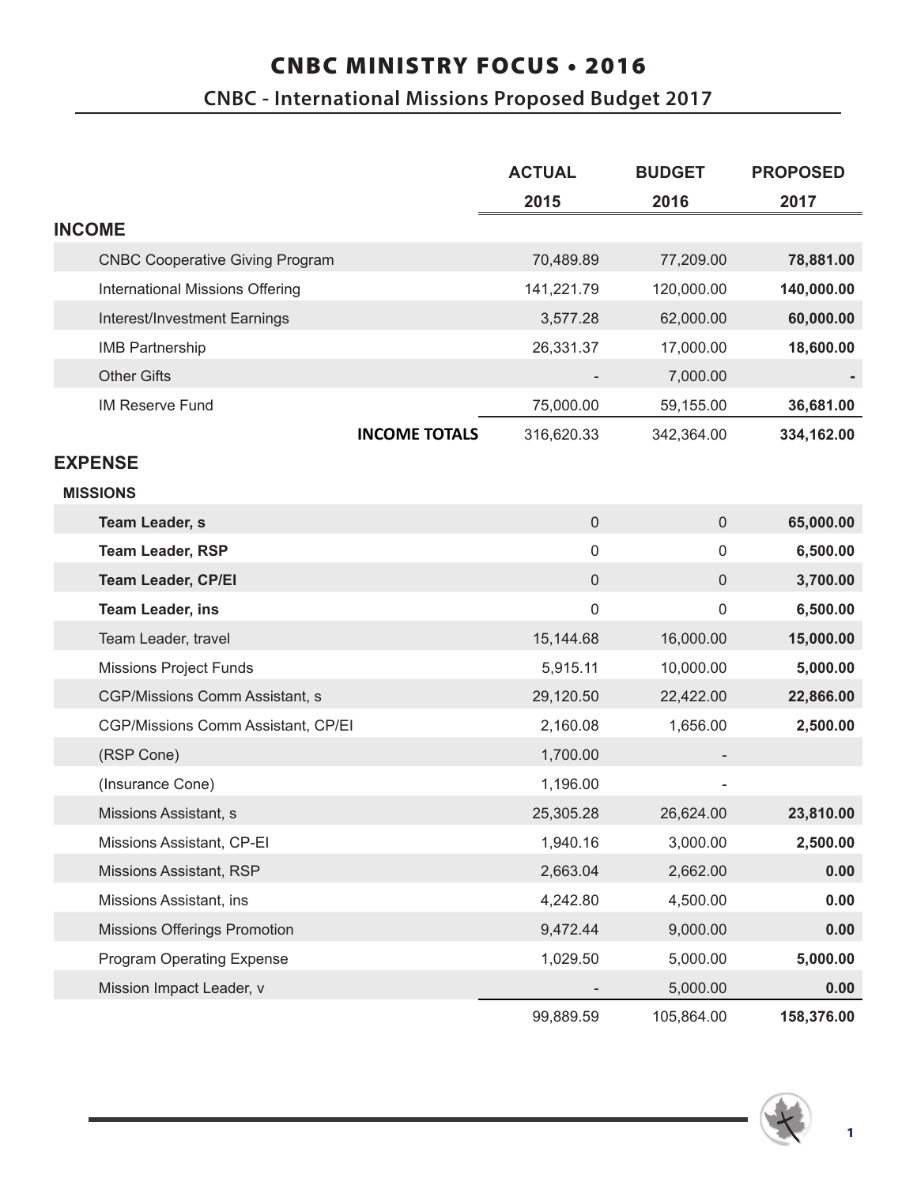# CNBC MINISTRY FOCUS • 2016

## CNBC - International Missions Proposed Budget 2017

| | ACTUAL 2015 | BUDGET 2016 | PROPOSED 2017 |
|---|---|---|---|
| **INCOME** | | | |
| CNBC Cooperative Giving Program | 70,489.89 | 77,209.00 | **78,881.00** |
| International Missions Offering | 141,221.79 | 120,000.00 | **140,000.00** |
| Interest/Investment Earnings | 3,577.28 | 62,000.00 | **60,000.00** |
| IMB Partnership | 26,331.37 | 17,000.00 | **18,600.00** |
| Other Gifts | - | 7,000.00 | **-** |
| IM Reserve Fund | 75,000.00 | 59,155.00 | **36,681.00** |
| **INCOME TOTALS** | 316,620.33 | 342,364.00 | **334,162.00** |
| **EXPENSE** | | | |
| **MISSIONS** | | | |
| **Team Leader, s** | 0 | 0 | **65,000.00** |
| **Team Leader, RSP** | 0 | 0 | **6,500.00** |
| **Team Leader, CP/EI** | 0 | 0 | **3,700.00** |
| **Team Leader, ins** | 0 | 0 | **6,500.00** |
| Team Leader, travel | 15,144.68 | 16,000.00 | **15,000.00** |
| Missions Project Funds | 5,915.11 | 10,000.00 | **5,000.00** |
| CGP/Missions Comm Assistant, s | 29,120.50 | 22,422.00 | **22,866.00** |
| CGP/Missions Comm Assistant, CP/EI | 2,160.08 | 1,656.00 | **2,500.00** |
| (RSP Cone) | 1,700.00 | - | |
| (Insurance Cone) | 1,196.00 | - | |
| Missions Assistant, s | 25,305.28 | 26,624.00 | **23,810.00** |
| Missions Assistant, CP-EI | 1,940.16 | 3,000.00 | **2,500.00** |
| Missions Assistant, RSP | 2,663.04 | 2,662.00 | **0.00** |
| Missions Assistant, ins | 4,242.80 | 4,500.00 | **0.00** |
| Missions Offerings Promotion | 9,472.44 | 9,000.00 | **0.00** |
| Program Operating Expense | 1,029.50 | 5,000.00 | **5,000.00** |
| Mission Impact Leader, v | - | 5,000.00 | **0.00** |
| | 99,889.59 | 105,864.00 | **158,376.00** |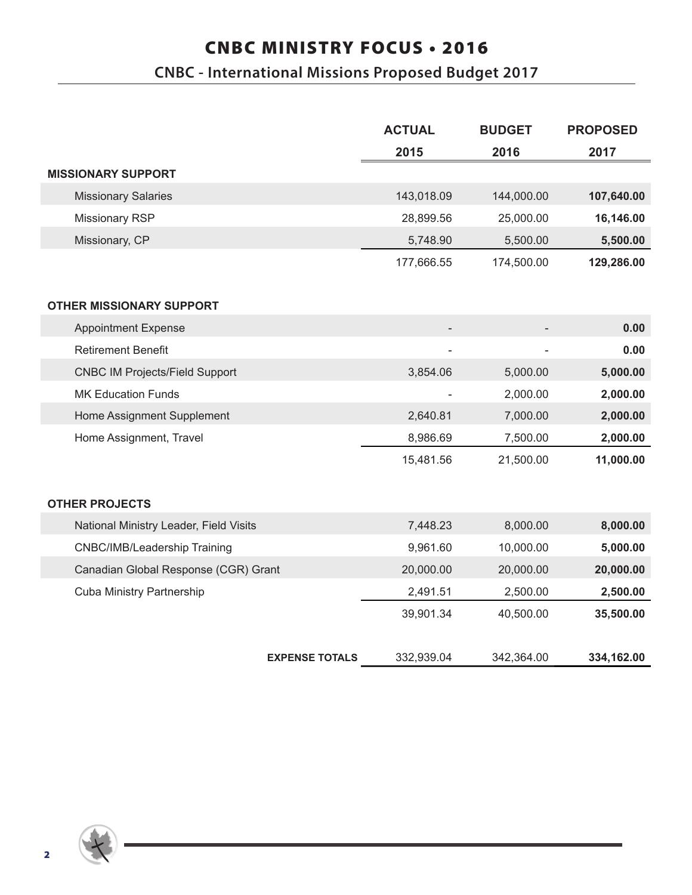# CNBC MINISTRY FOCUS • 2016

## CNBC - International Missions Proposed Budget 2017

| | ACTUAL 2015 | BUDGET 2016 | PROPOSED 2017 |
|---|---|---|---|
| **MISSIONARY SUPPORT** | | | |
| Missionary Salaries | 143,018.09 | 144,000.00 | **107,640.00** |
| Missionary RSP | 28,899.56 | 25,000.00 | **16,146.00** |
| Missionary, CP | 5,748.90 | 5,500.00 | **5,500.00** |
| | 177,666.55 | 174,500.00 | **129,286.00** |
| **OTHER MISSIONARY SUPPORT** | | | |
| Appointment Expense | - | - | **0.00** |
| Retirement Benefit | - | - | **0.00** |
| CNBC IM Projects/Field Support | 3,854.06 | 5,000.00 | **5,000.00** |
| MK Education Funds | - | 2,000.00 | **2,000.00** |
| Home Assignment Supplement | 2,640.81 | 7,000.00 | **2,000.00** |
| Home Assignment, Travel | 8,986.69 | 7,500.00 | **2,000.00** |
| | 15,481.56 | 21,500.00 | **11,000.00** |
| **OTHER PROJECTS** | | | |
| National Ministry Leader, Field Visits | 7,448.23 | 8,000.00 | **8,000.00** |
| CNBC/IMB/Leadership Training | 9,961.60 | 10,000.00 | **5,000.00** |
| Canadian Global Response (CGR) Grant | 20,000.00 | 20,000.00 | **20,000.00** |
| Cuba Ministry Partnership | 2,491.51 | 2,500.00 | **2,500.00** |
| | 39,901.34 | 40,500.00 | **35,500.00** |
| **EXPENSE TOTALS** | 332,939.04 | 342,364.00 | **334,162.00** |